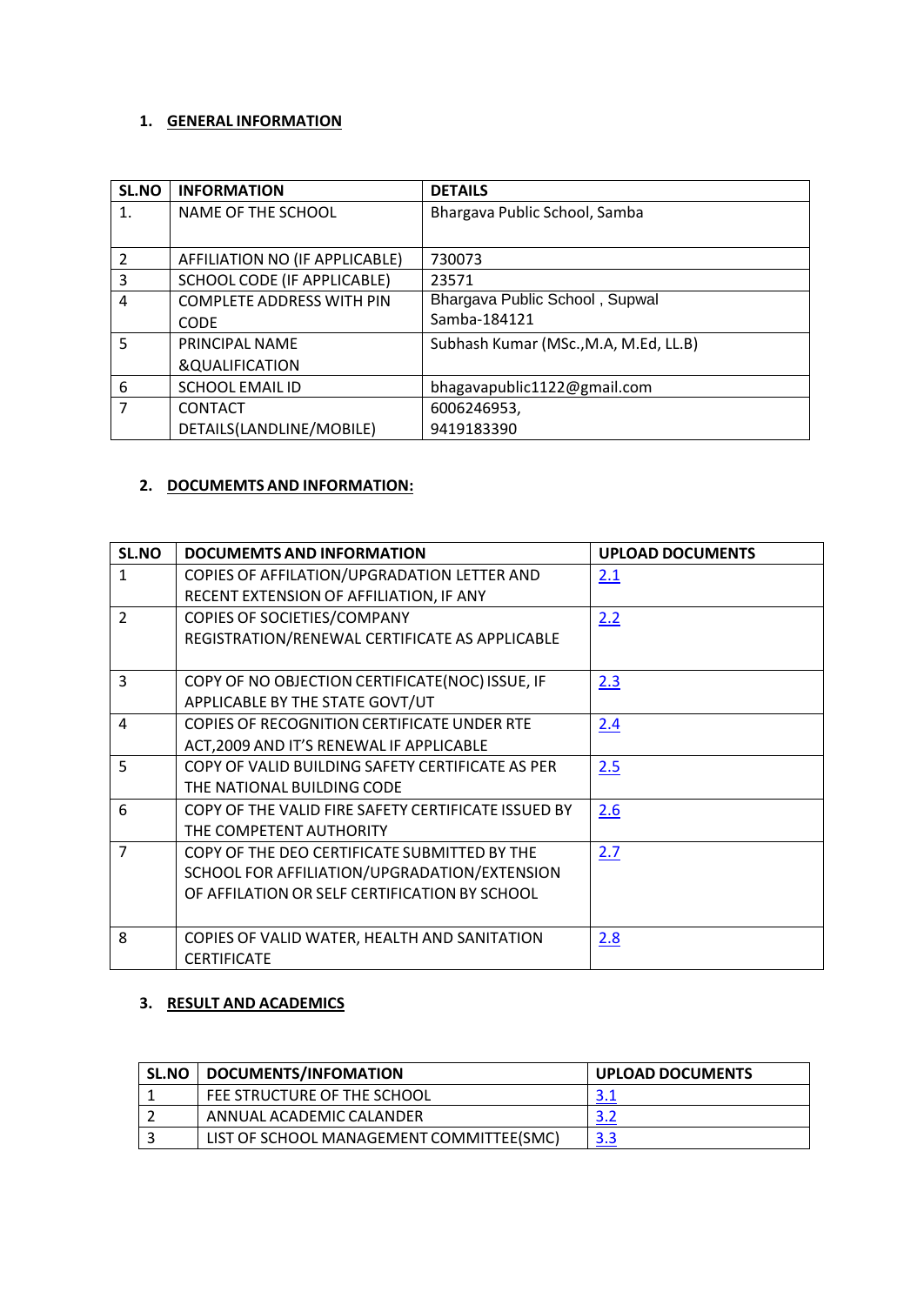## 1. GENERAL INFORMATION

| SL.NO | INFORMATION | DETAILS |
|---|---|---|
| 1. | NAME OF THE SCHOOL | Bhargava Public School, Samba |
| 2 | AFFILIATION NO (IF APPLICABLE) | 730073 |
| 3 | SCHOOL CODE (IF APPLICABLE) | 23571 |
| 4 | COMPLETE ADDRESS WITH PIN CODE | Bhargava Public School , Supwal Samba-184121 |
| 5 | PRINCIPAL NAME &QUALIFICATION | Subhash Kumar (MSc.,M.A, M.Ed, LL.B) |
| 6 | SCHOOL EMAIL ID | bhagavapublic1122@gmail.com |
| 7 | CONTACT DETAILS(LANDLINE/MOBILE) | 6006246953, 9419183390 |

## 2. DOCUMEMTS AND INFORMATION:

| SL.NO | DOCUMEMTS AND INFORMATION | UPLOAD DOCUMENTS |
|---|---|---|
| 1 | COPIES OF AFFILATION/UPGRADATION LETTER AND RECENT EXTENSION OF AFFILIATION, IF ANY | 2.1 |
| 2 | COPIES OF SOCIETIES/COMPANY REGISTRATION/RENEWAL CERTIFICATE AS APPLICABLE | 2.2 |
| 3 | COPY OF NO OBJECTION CERTIFICATE(NOC) ISSUE, IF APPLICABLE BY THE STATE GOVT/UT | 2.3 |
| 4 | COPIES OF RECOGNITION CERTIFICATE UNDER RTE ACT,2009 AND IT'S RENEWAL IF APPLICABLE | 2.4 |
| 5 | COPY OF VALID BUILDING SAFETY CERTIFICATE AS PER THE NATIONAL BUILDING CODE | 2.5 |
| 6 | COPY OF THE VALID FIRE SAFETY CERTIFICATE ISSUED BY THE COMPETENT AUTHORITY | 2.6 |
| 7 | COPY OF THE DEO CERTIFICATE SUBMITTED BY THE SCHOOL FOR AFFILIATION/UPGRADATION/EXTENSION OF AFFILATION OR SELF CERTIFICATION BY SCHOOL | 2.7 |
| 8 | COPIES OF VALID WATER, HEALTH AND SANITATION CERTIFICATE | 2.8 |

## 3. RESULT AND ACADEMICS

| SL.NO | DOCUMENTS/INFOMATION | UPLOAD DOCUMENTS |
|---|---|---|
| 1 | FEE STRUCTURE OF THE SCHOOL | 3.1 |
| 2 | ANNUAL ACADEMIC CALANDER | 3.2 |
| 3 | LIST OF SCHOOL MANAGEMENT COMMITTEE(SMC) | 3.3 |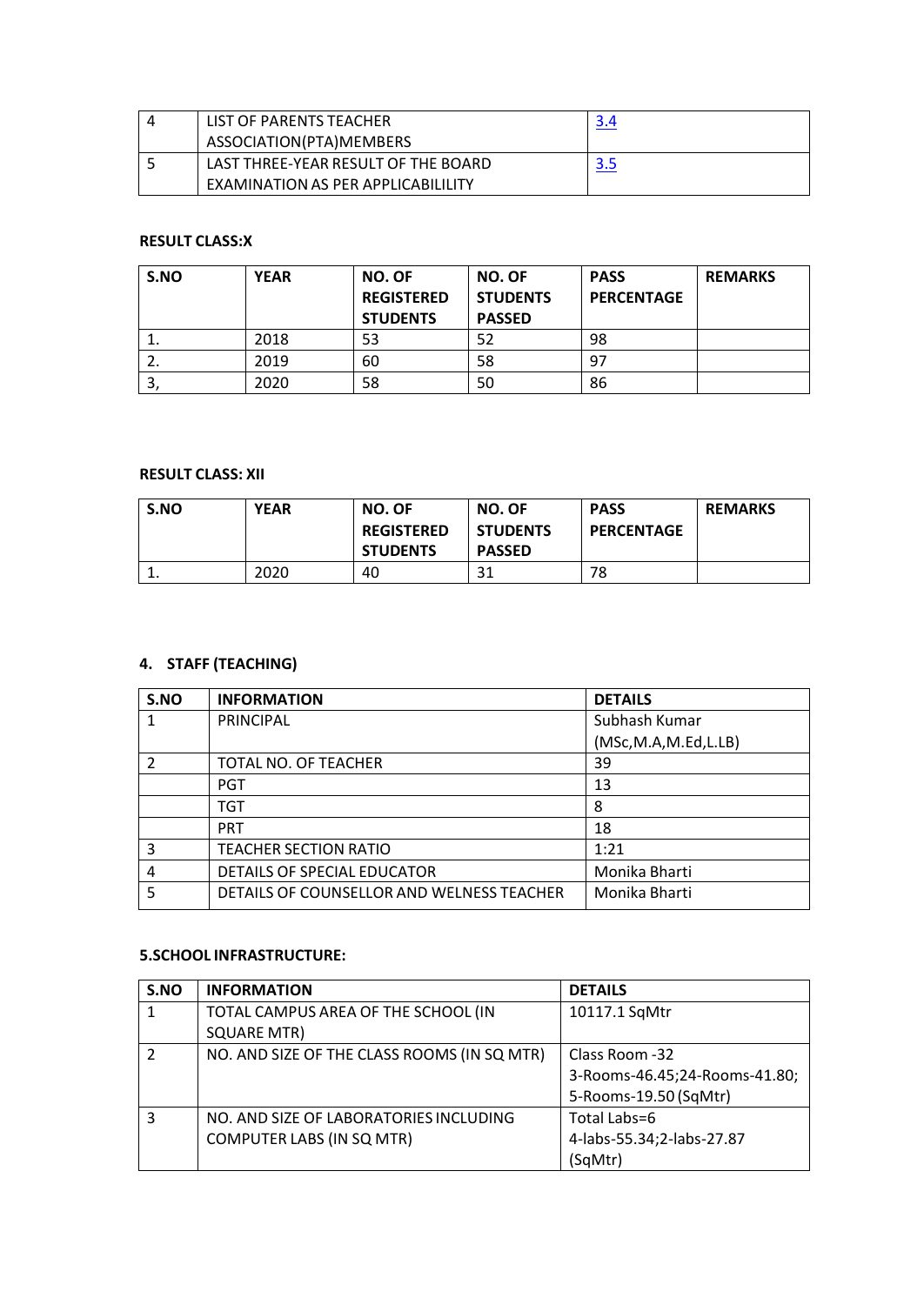| 4 | LIST OF PARENTS TEACHER ASSOCIATION(PTA)MEMBERS | 3.4 |
|---|---|---|
| 5 | LAST THREE-YEAR RESULT OF THE BOARD EXAMINATION AS PER APPLICABILILITY | 3.5 |

**RESULT CLASS:X**

| S.NO | YEAR | NO. OF REGISTERED STUDENTS | NO. OF STUDENTS PASSED | PASS PERCENTAGE | REMARKS |
|---|---|---|---|---|---|
| 1. | 2018 | 53 | 52 | 98 | |
| 2. | 2019 | 60 | 58 | 97 | |
| 3, | 2020 | 58 | 50 | 86 | |

**RESULT CLASS: XII**

| S.NO | YEAR | NO. OF REGISTERED STUDENTS | NO. OF STUDENTS PASSED | PASS PERCENTAGE | REMARKS |
|---|---|---|---|---|---|
| 1. | 2020 | 40 | 31 | 78 | |

**4. STAFF (TEACHING)**

| S.NO | INFORMATION | DETAILS |
|---|---|---|
| 1 | PRINCIPAL | Subhash Kumar (MSc,M.A,M.Ed,L.LB) |
| 2 | TOTAL NO. OF TEACHER | 39 |
| | PGT | 13 |
| | TGT | 8 |
| | PRT | 18 |
| 3 | TEACHER SECTION RATIO | 1:21 |
| 4 | DETAILS OF SPECIAL EDUCATOR | Monika Bharti |
| 5 | DETAILS OF COUNSELLOR AND WELNESS TEACHER | Monika Bharti |

**5.SCHOOL INFRASTRUCTURE:**

| S.NO | INFORMATION | DETAILS |
|---|---|---|
| 1 | TOTAL CAMPUS AREA OF THE SCHOOL (IN SQUARE MTR) | 10117.1 SqMtr |
| 2 | NO. AND SIZE OF THE CLASS ROOMS (IN SQ MTR) | Class Room -32 3-Rooms-46.45;24-Rooms-41.80; 5-Rooms-19.50 (SqMtr) |
| 3 | NO. AND SIZE OF LABORATORIES INCLUDING COMPUTER LABS (IN SQ MTR) | Total Labs=6 4-labs-55.34;2-labs-27.87 (SqMtr) |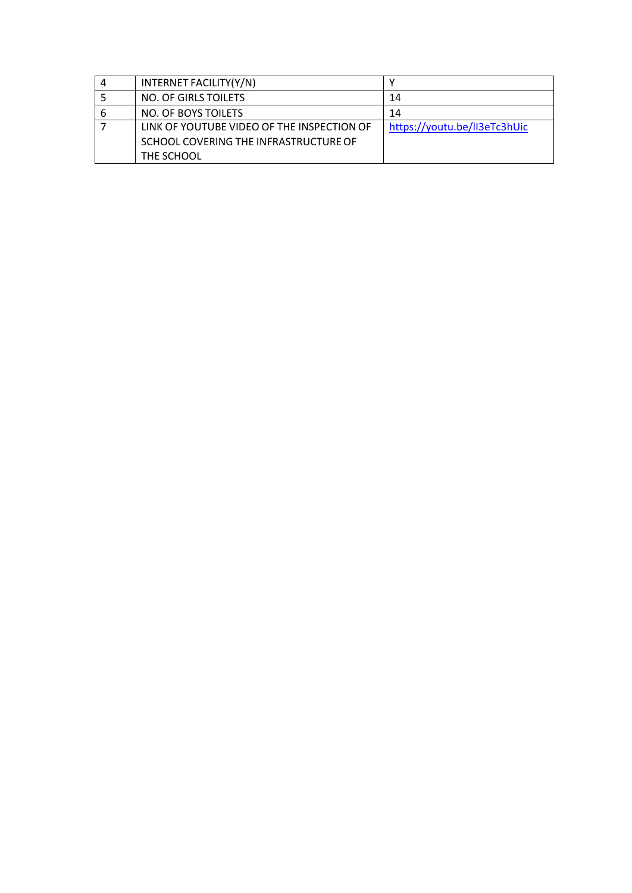| | | |
|---|---|---|
| 4 | INTERNET FACILITY(Y/N) | Y |
| 5 | NO. OF GIRLS TOILETS | 14 |
| 6 | NO. OF BOYS TOILETS | 14 |
| 7 | LINK OF YOUTUBE VIDEO OF THE INSPECTION OF SCHOOL COVERING THE INFRASTRUCTURE OF THE SCHOOL | https://youtu.be/lI3eTc3hUic |